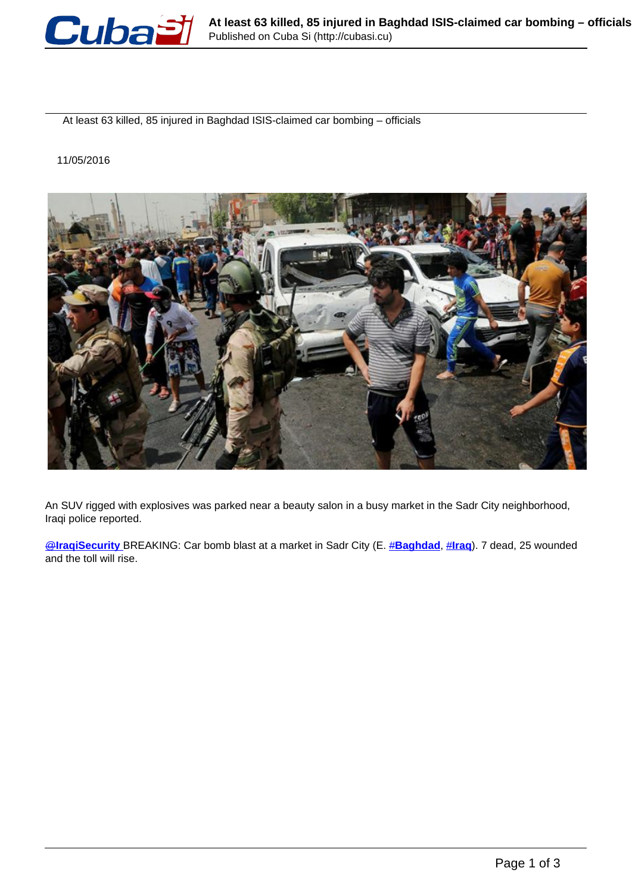# At least 63 killed, 85 injured in Baghdad ISIS-claimed car bombing – officials

11/05/2016

An SUV rigged with explosives was parked near a beauty salon in a busy market in the Sadr City neighborhood, Iraqi police reported.

**@IraqiSecurity** BREAKING: Car bomb blast at a market in Sadr City (E. **#Baghdad**, **#Iraq**). 7 dead, 25 wounded and the toll will rise.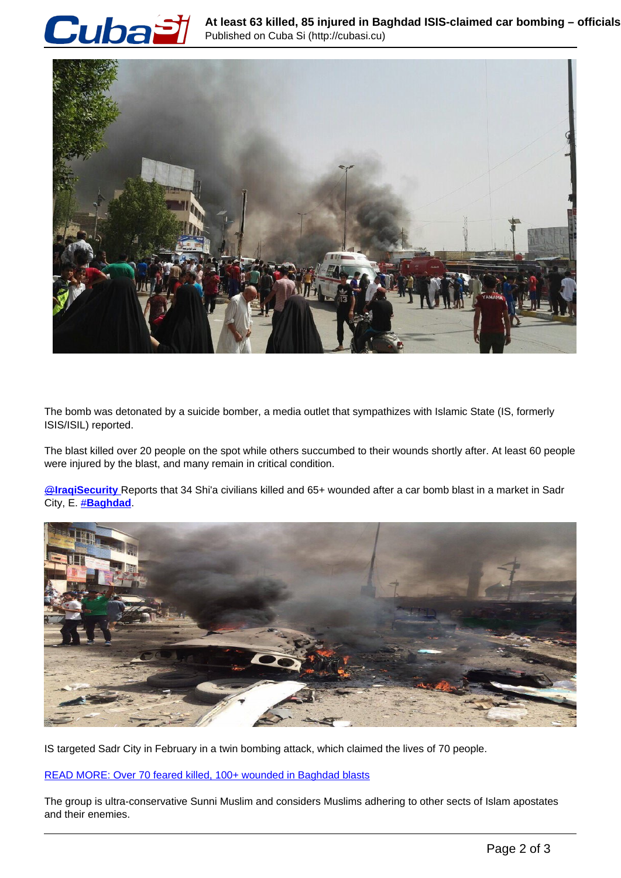The bomb was detonated by a suicide bomber, a media outlet that sympathizes with Islamic State (IS, formerly ISIS/ISIL) reported.

The blast killed over 20 people on the spot while others succumbed to their wounds shortly after. At least 60 people were injured by the blast, and many remain in critical condition.

**@IraqiSecurity** Reports that 34 Shi'a civilians killed and 65+ wounded after a car bomb blast in a market in Sadr City, E. **#Baghdad**.

IS targeted Sadr City in February in a twin bombing attack, which claimed the lives of 70 people.

READ MORE: Over 70 feared killed, 100+ wounded in Baghdad blasts

The group is ultra-conservative Sunni Muslim and considers Muslims adhering to other sects of Islam apostates and their enemies.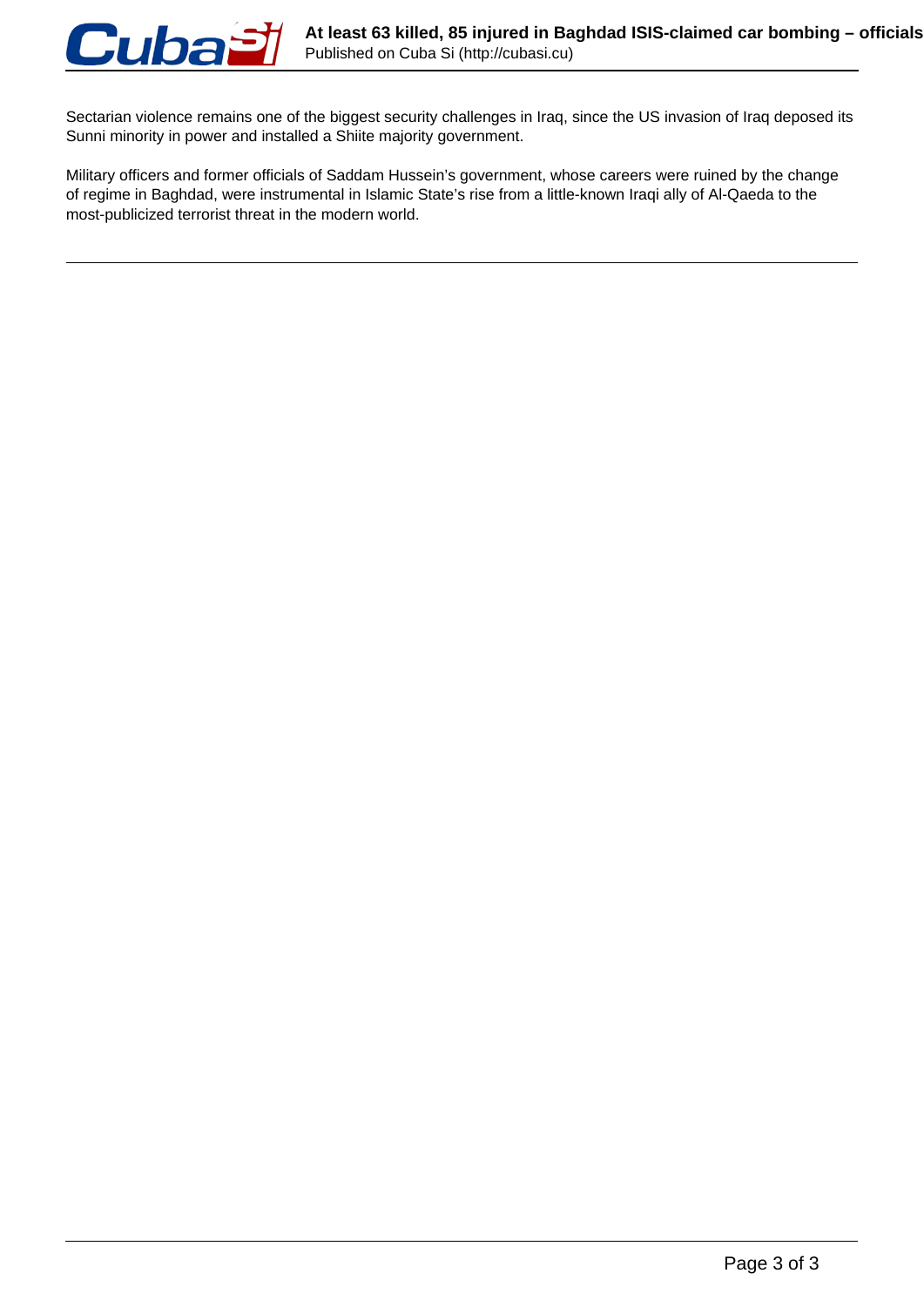Sectarian violence remains one of the biggest security challenges in Iraq, since the US invasion of Iraq deposed its Sunni minority in power and installed a Shiite majority government.

Military officers and former officials of Saddam Hussein's government, whose careers were ruined by the change of regime in Baghdad, were instrumental in Islamic State's rise from a little-known Iraqi ally of Al-Qaeda to the most-publicized terrorist threat in the modern world.